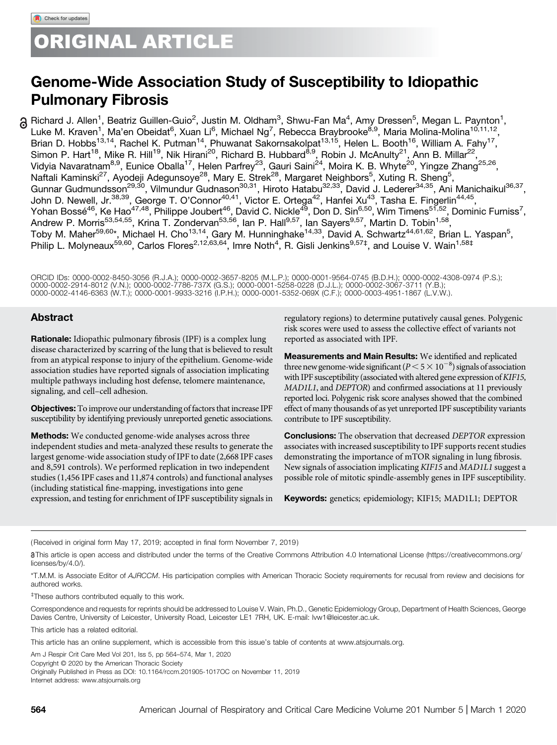ORIGINAL ARTICLE

# Genome-Wide Association Study of Susceptibility to Idiopathic Pulmonary Fibrosis

Richard J. Allen[1], Beatriz Guillen-Guio[2], Justin M. Oldham[3], Shwu-Fan Ma[4], Amy Dressen[5], Megan L. Paynton[1], Luke M. Kraven[1], Ma'en Obeidat[6], Xuan Li[6], Michael Ng[7], Rebecca Braybrooke[8,9], Maria Molina-Molina[10,11,12], Brian D. Hobbs[13,14], Rachel K. Putman[14], Phuwanat Sakornsakolpat[13,15], Helen L. Booth[16], William A. Fahy[17], Simon P. Hart[18], Mike R. Hill[19], Nik Hirani[20], Richard B. Hubbard[8,9], Robin J. McAnulty[21], Ann B. Millar[22], Vidyia Navaratnam[8,9], Eunice Oballa[17], Helen Parfrey[23], Gauri Saini[24], Moira K. B. Whyte[20], Yingze Zhang[25,26], Naftali Kaminski[27], Ayodeji Adegunsoye[28], Mary E. Strek[28], Margaret Neighbors[5], Xuting R. Sheng[5], Gunnar Gudmundsson[29,30], Vilmundur Gudnason[30,31], Hiroto Hatabu[32,33], David J. Lederer[34,35], Ani Manichaikul[36,37], John D. Newell, Jr.[38,39], George T. O'Connor[40,41], Victor E. Ortega[42], Hanfei Xu[43], Tasha E. Fingerlin[44,45], Yohan Bossé[46], Ke Hao[47,48], Philippe Joubert[46], David C. Nickle[49], Don D. Sin[6,50], Wim Timens[51,52], Dominic Furniss[7], Andrew P. Morris[53,54,55], Krina T. Zondervan[53,56], Ian P. Hall[9,57], Ian Sayers[9,57], Martin D. Tobin[1,58], Toby M. Maher[59,60*], Michael H. Cho[13,14], Gary M. Hunninghake[14,33], David A. Schwartz[44,61,62], Brian L. Yaspan[5], Philip L. Molyneaux[59,60], Carlos Flores[2,12,63,64], Imre Noth[4], R. Gisli Jenkins[9,57‡], and Louise V. Wain[1,58‡]

ORCID IDs: 0000-0002-8450-3056 (R.J.A.); 0000-0002-3657-8205 (M.L.P.); 0000-0001-9564-0745 (B.D.H.); 0000-0002-4308-0974 (P.S.); 0000-0002-2914-8012 (V.N.); 0000-0002-7786-737X (G.S.); 0000-0001-5258-0228 (D.J.L.); 0000-0002-3067-3711 (Y.B.); 0000-0002-4146-6363 (W.T.); 0000-0001-9933-3216 (I.P.H.); 0000-0001-5352-069X (C.F.); 0000-0003-4951-1867 (L.V.W.).

## Abstract

**Rationale:** Idiopathic pulmonary fibrosis (IPF) is a complex lung disease characterized by scarring of the lung that is believed to result from an atypical response to injury of the epithelium. Genome-wide association studies have reported signals of association implicating multiple pathways including host defense, telomere maintenance, signaling, and cell–cell adhesion.

**Objectives:** To improve our understanding of factors that increase IPF susceptibility by identifying previously unreported genetic associations.

**Methods:** We conducted genome-wide analyses across three independent studies and meta-analyzed these results to generate the largest genome-wide association study of IPF to date (2,668 IPF cases and 8,591 controls). We performed replication in two independent studies (1,456 IPF cases and 11,874 controls) and functional analyses (including statistical fine-mapping, investigations into gene expression, and testing for enrichment of IPF susceptibility signals in regulatory regions) to determine putatively causal genes. Polygenic risk scores were used to assess the collective effect of variants not reported as associated with IPF.

**Measurements and Main Results:** We identified and replicated three new genome-wide significant ($P < 5 \times 10^{-8}$) signals of association with IPF susceptibility (associated with altered gene expression of *KIF15*, *MAD1L1*, and *DEPTOR*) and confirmed associations at 11 previously reported loci. Polygenic risk score analyses showed that the combined effect of many thousands of as yet unreported IPF susceptibility variants contribute to IPF susceptibility.

**Conclusions:** The observation that decreased *DEPTOR* expression associates with increased susceptibility to IPF supports recent studies demonstrating the importance of mTOR signaling in lung fibrosis. New signals of association implicating *KIF15* and *MAD1L1* suggest a possible role of mitotic spindle-assembly genes in IPF susceptibility.

**Keywords:** genetics; epidemiology; KIF15; MAD1L1; DEPTOR

(Received in original form May 17, 2019; accepted in final form November 7, 2019)

This article is open access and distributed under the terms of the Creative Commons Attribution 4.0 International License (https://creativecommons.org/licenses/by/4.0/).

*T.M.M. is Associate Editor of *AJRCCM*. His participation complies with American Thoracic Society requirements for recusal from review and decisions for authored works.

‡These authors contributed equally to this work.

Correspondence and requests for reprints should be addressed to Louise V. Wain, Ph.D., Genetic Epidemiology Group, Department of Health Sciences, George Davies Centre, University of Leicester, University Road, Leicester LE1 7RH, UK. E-mail: lvw1@leicester.ac.uk.

This article has a related editorial.

This article has an online supplement, which is accessible from this issue's table of contents at www.atsjournals.org.

Am J Respir Crit Care Med Vol 201, Iss 5, pp 564–574, Mar 1, 2020

Copyright © 2020 by the American Thoracic Society

Originally Published in Press as DOI: 10.1164/rccm.201905-1017OC on November 11, 2019

Internet address: www.atsjournals.org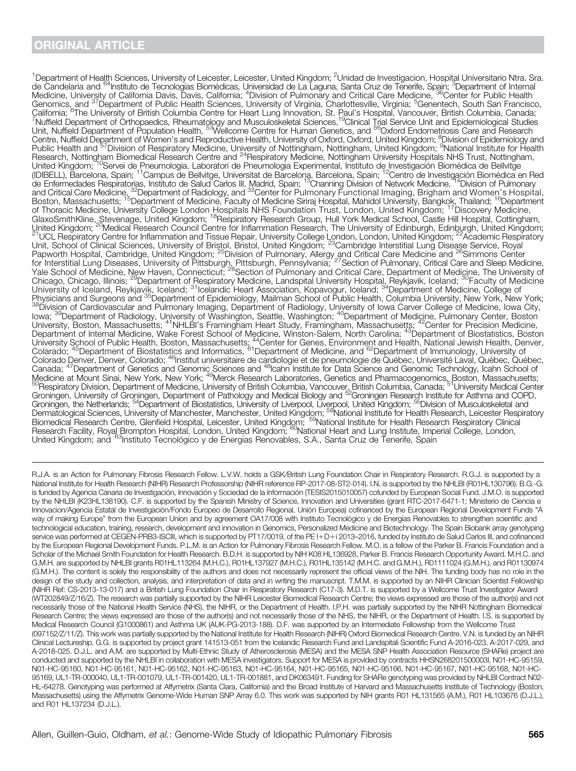[1]Department of Health Sciences, University of Leicester, Leicester, United Kingdom; [2]Unidad de Investigacion, Hospital Universitario Ntra. Sra. de Candelaria and [64]Instituto de Tecnologías Biomédicas, Universidad de La Laguna, Santa Cruz de Tenerife, Spain; [3]Department of Internal Medicine, University of California Davis, Davis, California; [4]Division of Pulmonary and Critical Care Medicine, [36]Center for Public Health Genomics, and [37]Department of Public Health Sciences, University of Virginia, Charlottesville, Virginia; [5]Genentech, South San Francisco, California; [6]The University of British Columbia Centre for Heart Lung Innovation, St. Paul's Hospital, Vancouver, British Columbia, Canada; [7]Nuffield Department of Orthopaedics, Rheumatology and Musculoskeletal Sciences, [19]Clinical Trial Service Unit and Epidemiological Studies Unit, Nuffield Department of Population Health, [53]Wellcome Centre for Human Genetics, and [56]Oxford Endometriosis Care and Research Centre, Nuffield Department of Women's and Reproductive Health, University of Oxford, Oxford, United Kingdom; [8]Division of Epidemiology and Public Health and [57]Division of Respiratory Medicine, University of Nottingham, Nottingham, United Kingdom; [9]National Institute for Health Research, Nottingham Biomedical Research Centre and [24]Respiratory Medicine, Nottingham University Hospitals NHS Trust, Nottingham, United Kingdom; [10]Servei de Pneumologia, Laboratori de Pneumologia Experimental, Instituto de Investigación Biomédica de Bellvitge (IDIBELL), Barcelona, Spain; [11]Campus de Bellvitge, Universitat de Barcelona, Barcelona, Spain; [12]Centro de Investigación Biomédica en Red de Enfermedades Respiratorias, Instituto de Salud Carlos III, Madrid, Spain; [13]Channing Division of Network Medicine, [14]Division of Pulmonary and Critical Care Medicine, [32]Department of Radiology, and [33]Center for Pulmonary Functional Imaging, Brigham and Women's Hospital, Boston, Massachusetts; [15]Department of Medicine, Faculty of Medicine Siriraj Hospital, Mahidol University, Bangkok, Thailand; [16]Department of Thoracic Medicine, University College London Hospitals NHS Foundation Trust, London, United Kingdom; [17]Discovery Medicine, GlaxoSmithKline, Stevenage, United Kingdom; [18]Respiratory Research Group, Hull York Medical School, Castle Hill Hospital, Cottingham, United Kingdom; [20]Medical Research Council Centre for Inflammation Research, The University of Edinburgh, Edinburgh, United Kingdom; [21]UCL Respiratory Centre for Inflammation and Tissue Repair, University College London, London, United Kingdom; [22]Academic Respiratory Unit, School of Clinical Sciences, University of Bristol, Bristol, United Kingdom; [23]Cambridge Interstitial Lung Disease Service, Royal Papworth Hospital, Cambridge, United Kingdom; [25]Division of Pulmonary, Allergy and Critical Care Medicine and [26]Simmons Center for Interstitial Lung Diseases, University of Pittsburgh, Pittsburgh, Pennsylvania; [27]Section of Pulmonary, Critical Care and Sleep Medicine, Yale School of Medicine, New Haven, Connecticut; [28]Section of Pulmonary and Critical Care, Department of Medicine, The University of Chicago, Chicago, Illinois; [29]Department of Respiratory Medicine, Landspital University Hospital, Reykjavik, Iceland; [30]Faculty of Medicine University of Iceland, Reykjavik, Iceland; [31]Icelandic Heart Association, Kopavogur, Iceland; [34]Department of Medicine, College of Physicians and Surgeons and [35]Department of Epidemiology, Mailman School of Public Health, Columbia University, New York, New York; [38]Division of Cardiovascular and Pulmonary Imaging, Department of Radiology, University of Iowa Carver College of Medicine, Iowa City, Iowa; [39]Department of Radiology, University of Washington, Seattle, Washington; [40]Department of Medicine, Pulmonary Center, Boston University, Boston, Massachusetts; [41]NHLBI's Framingham Heart Study, Framingham, Massachusetts; [42]Center for Precision Medicine, Department of Internal Medicine, Wake Forest School of Medicine, Winston-Salem, North Carolina; [43]Department of Biostatistics, Boston University School of Public Health, Boston, Massachusetts; [44]Center for Genes, Environment and Health, National Jewish Health, Denver, Colorado; [45]Department of Biostatistics and Informatics, [61]Department of Medicine, and [62]Department of Immunology, University of Colorado Denver, Denver, Colorado; [46]Institut universitaire de cardiologie et de pneumologie de Québec, Université Laval, Québec, Québec, Canada; [47]Department of Genetics and Genomic Sciences and [48]Icahn Institute for Data Science and Genomic Technology, Icahn School of Medicine at Mount Sinai, New York, New York; [49]Merck Research Laboratories, Genetics and Pharmacogenomics, Boston, Massachusetts; [50]Respiratory Division, Department of Medicine, University of British Columbia, Vancouver, British Columbia, Canada; [51]University Medical Center Groningen, University of Groningen, Department of Pathology and Medical Biology and [52]Groningen Research Institute for Asthma and COPD, Groningen, the Netherlands; [54]Department of Biostatistics, University of Liverpool, Liverpool, United Kingdom; [55]Division of Musculoskeletal and Dermatological Sciences, University of Manchester, Manchester, United Kingdom; [58]National Institute for Health Research, Leicester Respiratory Biomedical Research Centre, Glenfield Hospital, Leicester, United Kingdom; [59]National Institute for Health Research Respiratory Clinical Research Facility, Royal Brompton Hospital, London, United Kingdom; [60]National Heart and Lung Institute, Imperial College, London, United Kingdom; and [63]Instituto Tecnológico y de Energías Renovables, S.A., Santa Cruz de Tenerife, Spain

---

R.J.A. is an Action for Pulmonary Fibrosis Research Fellow. L.V.W. holds a GSK/British Lung Foundation Chair in Respiratory Research. R.G.J. is supported by a National Institute for Health Research (NIHR) Research Professorship (NIHR reference RP-2017-08-ST2-014). I.N. is supported by the NHLBI (R01HL130796). B.G.-G. is funded by Agencia Canaria de Investigación, Innovación y Sociedad de la Información (TESIS2015010057) cofunded by European Social Fund. J.M.O. is supported by the NHLBI (K23HL138190). C.F. is supported by the Spanish Ministry of Science, Innovation and Universities (grant RTC-2017-6471-1; Ministerio de Ciencia e Innovacion/Agencia Estatal de Investigación/Fondo Europeo de Desarrollo Regional, Unión Europea) cofinanced by the European Regional Development Funds "A way of making Europe" from the European Union and by agreement OA17/008 with Instituto Tecnológico y de Energías Renovables to strengthen scientific and technological education, training, research, development and innovation in Genomics, Personalized Medicine and Biotechnology. The Spain Biobank array genotyping service was performed at CEGEN-PRB3-ISCIII, which is supported by PT17/0019, of the PE I+D+i 2013–2016, funded by Instituto de Salud Carlos III, and cofinanced by the European Regional Development Funds. P.L.M. is an Action for Pulmonary Fibrosis Research Fellow. M.O. is a fellow of the Parker B. Francis Foundation and a Scholar of the Michael Smith Foundation for Health Research. B.D.H. is supported by NIH K08 HL136928, Parker B. Francis Research Opportunity Award. M.H.C. and G.M.H. are supported by NHLBI grants R01HL113264 (M.H.C.), R01HL137927 (M.H.C.), R01HL135142 (M.H.C. and G.M.H.), R01111024 (G.M.H.), and R01130974 (G.M.H.). The content is solely the responsibility of the authors and does not necessarily represent the official views of the NIH. The funding body has no role in the design of the study and collection, analysis, and interpretation of data and in writing the manuscript. T.M.M. is supported by an NIHR Clinician Scientist Fellowship (NIHR Ref: CS-2013-13-017) and a British Lung Foundation Chair in Respiratory Research (C17-3). M.D.T. is supported by a Wellcome Trust Investigator Award (WT202849/Z/16/Z). The research was partially supported by the NIHR Leicester Biomedical Research Centre; the views expressed are those of the author(s) and not necessarily those of the National Health Service (NHS), the NIHR, or the Department of Health. I.P.H. was partially supported by the NIHR Nottingham Biomedical Research Centre; the views expressed are those of the author(s) and not necessarily those of the NHS, the NIHR, or the Department of Health. I.S. is supported by Medical Research Council (G1000861) and Asthma UK (AUK-PG-2013-188). D.F. was supported by an Intermediate Fellowship from the Wellcome Trust (097152/Z/11/Z). This work was partially supported by the National Institute for Health Research (NIHR) Oxford Biomedical Research Centre. V.N. is funded by an NIHR Clinical Lectureship. G.G. is supported by project grant 141513-051 from the Icelandic Research Fund and Landspitali Scientific Fund A-2016-023, A-2017-029, and A-2018-025. D.J.L. and A.M. are supported by Multi-Ethnic Study of Atherosclerosis (MESA) and the MESA SNP Health Association Resource (SHARe) project are conducted and supported by the NHLBI in collaboration with MESA investigators. Support for MESA is provided by contracts HHSN268201500003I, N01-HC-95159, N01-HC-95160, N01-HC-95161, N01-HC-95162, N01-HC-95163, N01-HC-95164, N01-HC-95165, N01-HC-95166, N01-HC-95167, N01-HC-95168, N01-HC-95169, UL1-TR-000040, UL1-TR-001079, UL1-TR-001420, UL1-TR-001881, and DK063491. Funding for SHARe genotyping was provided by NHLBI Contract N02-HL-64278. Genotyping was performed at Affymetrix (Santa Clara, California) and the Broad Institute of Harvard and Massachusetts Institute of Technology (Boston, Massachusetts) using the Affymetrix Genome-Wide Human SNP Array 6.0. This work was supported by NIH grants R01 HL131565 (A.M.), R01 HL103676 (D.J.L.), and R01 HL137234 (D.J.L.).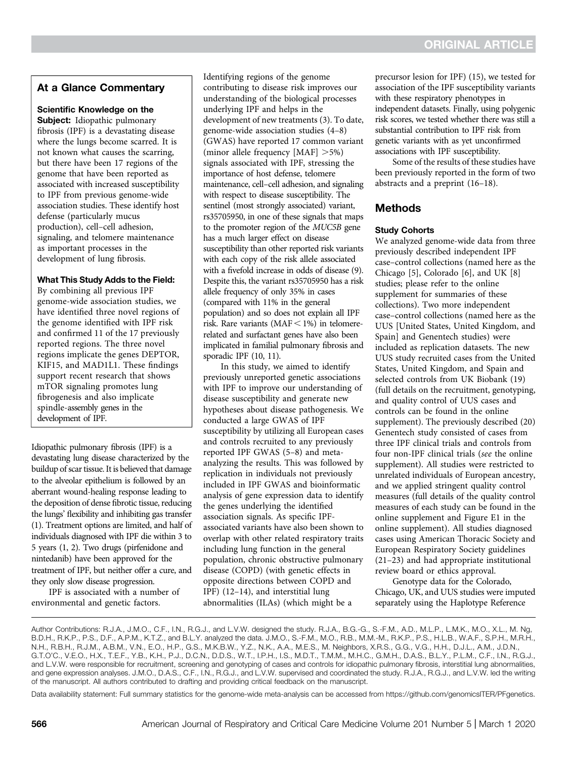## At a Glance Commentary

**Scientific Knowledge on the Subject:** Idiopathic pulmonary fibrosis (IPF) is a devastating disease where the lungs become scarred. It is not known what causes the scarring, but there have been 17 regions of the genome that have been reported as associated with increased susceptibility to IPF from previous genome-wide association studies. These identify host defense (particularly mucus production), cell–cell adhesion, signaling, and telomere maintenance as important processes in the development of lung fibrosis.

**What This Study Adds to the Field:** By combining all previous IPF genome-wide association studies, we have identified three novel regions of the genome identified with IPF risk and confirmed 11 of the 17 previously reported regions. The three novel regions implicate the genes DEPTOR, KIF15, and MAD1L1. These findings support recent research that shows mTOR signaling promotes lung fibrogenesis and also implicate spindle-assembly genes in the development of IPF.

Idiopathic pulmonary fibrosis (IPF) is a devastating lung disease characterized by the buildup of scar tissue. It is believed that damage to the alveolar epithelium is followed by an aberrant wound-healing response leading to the deposition of dense fibrotic tissue, reducing the lungs' flexibility and inhibiting gas transfer (1). Treatment options are limited, and half of individuals diagnosed with IPF die within 3 to 5 years (1, 2). Two drugs (pirfenidone and nintedanib) have been approved for the treatment of IPF, but neither offer a cure, and they only slow disease progression.

IPF is associated with a number of environmental and genetic factors. Identifying regions of the genome contributing to disease risk improves our understanding of the biological processes underlying IPF and helps in the development of new treatments (3). To date, genome-wide association studies (4–8) (GWAS) have reported 17 common variant (minor allele frequency [MAF] >5%) signals associated with IPF, stressing the importance of host defense, telomere maintenance, cell–cell adhesion, and signaling with respect to disease susceptibility. The sentinel (most strongly associated) variant, rs35705950, in one of these signals that maps to the promoter region of the *MUC5B* gene has a much larger effect on disease susceptibility than other reported risk variants with each copy of the risk allele associated with a fivefold increase in odds of disease (9). Despite this, the variant rs35705950 has a risk allele frequency of only 35% in cases (compared with 11% in the general population) and so does not explain all IPF risk. Rare variants (MAF < 1%) in telomere-related and surfactant genes have also been implicated in familial pulmonary fibrosis and sporadic IPF (10, 11).

In this study, we aimed to identify previously unreported genetic associations with IPF to improve our understanding of disease susceptibility and generate new hypotheses about disease pathogenesis. We conducted a large GWAS of IPF susceptibility by utilizing all European cases and controls recruited to any previously reported IPF GWAS (5–8) and meta-analyzing the results. This was followed by replication in individuals not previously included in IPF GWAS and bioinformatic analysis of gene expression data to identify the genes underlying the identified association signals. As specific IPF-associated variants have also been shown to overlap with other related respiratory traits including lung function in the general population, chronic obstructive pulmonary disease (COPD) (with genetic effects in opposite directions between COPD and IPF) (12–14), and interstitial lung abnormalities (ILAs) (which might be a precursor lesion for IPF) (15), we tested for association of the IPF susceptibility variants with these respiratory phenotypes in independent datasets. Finally, using polygenic risk scores, we tested whether there was still a substantial contribution to IPF risk from genetic variants with as yet unconfirmed associations with IPF susceptibility.

Some of the results of these studies have been previously reported in the form of two abstracts and a preprint (16–18).

## Methods

### Study Cohorts

We analyzed genome-wide data from three previously described independent IPF case–control collections (named here as the Chicago [5], Colorado [6], and UK [8] studies; please refer to the online supplement for summaries of these collections). Two more independent case–control collections (named here as the UUS [United States, United Kingdom, and Spain] and Genentech studies) were included as replication datasets. The new UUS study recruited cases from the United States, United Kingdom, and Spain and selected controls from UK Biobank (19) (full details on the recruitment, genotyping, and quality control of UUS cases and controls can be found in the online supplement). The previously described (20) Genentech study consisted of cases from three IPF clinical trials and controls from four non-IPF clinical trials (*see* the online supplement). All studies were restricted to unrelated individuals of European ancestry, and we applied stringent quality control measures (full details of the quality control measures of each study can be found in the online supplement and Figure E1 in the online supplement). All studies diagnosed cases using American Thoracic Society and European Respiratory Society guidelines (21–23) and had appropriate institutional review board or ethics approval.

Genotype data for the Colorado, Chicago, UK, and UUS studies were imputed separately using the Haplotype Reference

---

Author Contributions: R.J.A., J.M.O., C.F., I.N., R.G.J., and L.V.W. designed the study. R.J.A., B.G.-G., S.-F.M., A.D., M.L.P., L.M.K., M.O., X.L., M. Ng, B.D.H., R.K.P., P.S., D.F., A.P.M., K.T.Z., and B.L.Y. analyzed the data. J.M.O., S.-F.M., M.O., R.B., M.M.-M., R.K.P., P.S., H.L.B., W.A.F., S.P.H., M.R.H., N.H., R.B.H., R.J.M., A.B.M., V.N., E.O., H.P., G.S., M.K.B.W., Y.Z., N.K., A.A., M.E.S., M. Neighbors, X.R.S., G.G., V.G., H.H., D.J.L., A.M., J.D.N., G.T.O'C., V.E.O., H.X., T.E.F., Y.B., K.H., P.J., D.C.N., D.D.S., W.T., I.P.H., I.S., M.D.T., T.M.M., M.H.C., G.M.H., D.A.S., B.L.Y., P.L.M., C.F., I.N., R.G.J., and L.V.W. were responsible for recruitment, screening and genotyping of cases and controls for idiopathic pulmonary fibrosis, interstitial lung abnormalities, and gene expression analyses. J.M.O., D.A.S., C.F., I.N., R.G.J., and L.V.W. supervised and coordinated the study. R.J.A., R.G.J., and L.V.W. led the writing of the manuscript. All authors contributed to drafting and providing critical feedback on the manuscript.

Data availability statement: Full summary statistics for the genome-wide meta-analysis can be accessed from https://github.com/genomicsITER/PFgenetics.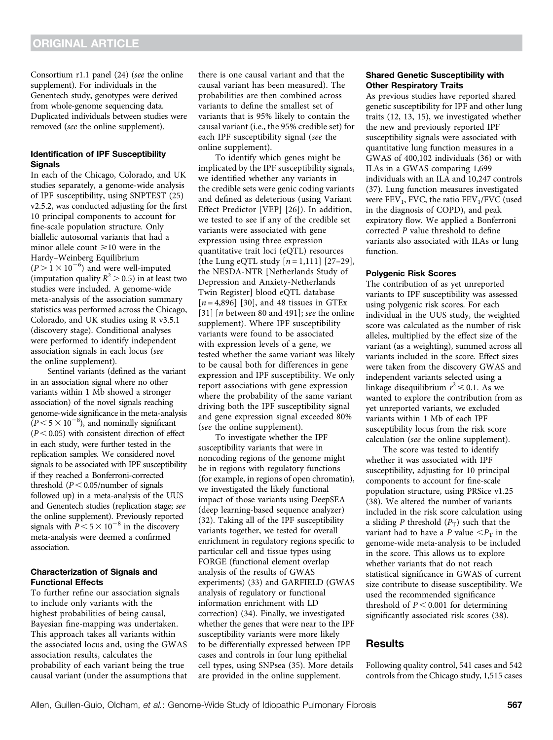Consortium r1.1 panel (24) (*see* the online supplement). For individuals in the Genentech study, genotypes were derived from whole-genome sequencing data. Duplicated individuals between studies were removed (*see* the online supplement).

### Identification of IPF Susceptibility Signals

In each of the Chicago, Colorado, and UK studies separately, a genome-wide analysis of IPF susceptibility, using SNPTEST (25) v2.5.2, was conducted adjusting for the first 10 principal components to account for fine-scale population structure. Only biallelic autosomal variants that had a minor allele count $\geqslant$10 were in the Hardy–Weinberg Equilibrium ($P > 1 \times 10^{-6}$) and were well-imputed (imputation quality $R^2 > 0.5$) in at least two studies were included. A genome-wide meta-analysis of the association summary statistics was performed across the Chicago, Colorado, and UK studies using R v3.5.1 (discovery stage). Conditional analyses were performed to identify independent association signals in each locus (*see* the online supplement).

Sentinel variants (defined as the variant in an association signal where no other variants within 1 Mb showed a stronger association) of the novel signals reaching genome-wide significance in the meta-analysis ($P < 5 \times 10^{-8}$), and nominally significant ($P < 0.05$) with consistent direction of effect in each study, were further tested in the replication samples. We considered novel signals to be associated with IPF susceptibility if they reached a Bonferroni-corrected threshold ($P < 0.05$/number of signals followed up) in a meta-analysis of the UUS and Genentech studies (replication stage; *see* the online supplement). Previously reported signals with $P < 5 \times 10^{-8}$ in the discovery meta-analysis were deemed a confirmed association.

### Characterization of Signals and Functional Effects

To further refine our association signals to include only variants with the highest probabilities of being causal, Bayesian fine-mapping was undertaken. This approach takes all variants within the associated locus and, using the GWAS association results, calculates the probability of each variant being the true causal variant (under the assumptions that there is one causal variant and that the causal variant has been measured). The probabilities are then combined across variants to define the smallest set of variants that is 95% likely to contain the causal variant (i.e., the 95% credible set) for each IPF susceptibility signal (*see* the online supplement).

To identify which genes might be implicated by the IPF susceptibility signals, we identified whether any variants in the credible sets were genic coding variants and defined as deleterious (using Variant Effect Predictor [VEP] [26]). In addition, we tested to see if any of the credible set variants were associated with gene expression using three expression quantitative trait loci (eQTL) resources (the Lung eQTL study [$n = 1{,}111$] [27–29], the NESDA-NTR [Netherlands Study of Depression and Anxiety-Netherlands Twin Register] blood eQTL database [$n = 4{,}896$] [30], and 48 tissues in GTEx [31] [$n$ between 80 and 491]; *see* the online supplement). Where IPF susceptibility variants were found to be associated with expression levels of a gene, we tested whether the same variant was likely to be causal both for differences in gene expression and IPF susceptibility. We only report associations with gene expression where the probability of the same variant driving both the IPF susceptibility signal and gene expression signal exceeded 80% (*see* the online supplement).

To investigate whether the IPF susceptibility variants that were in noncoding regions of the genome might be in regions with regulatory functions (for example, in regions of open chromatin), we investigated the likely functional impact of those variants using DeepSEA (deep learning-based sequence analyzer) (32). Taking all of the IPF susceptibility variants together, we tested for overall enrichment in regulatory regions specific to particular cell and tissue types using FORGE (functional element overlap analysis of the results of GWAS experiments) (33) and GARFIELD (GWAS analysis of regulatory or functional information enrichment with LD correction) (34). Finally, we investigated whether the genes that were near to the IPF susceptibility variants were more likely to be differentially expressed between IPF cases and controls in four lung epithelial cell types, using SNPsea (35). More details are provided in the online supplement.

### Shared Genetic Susceptibility with Other Respiratory Traits

As previous studies have reported shared genetic susceptibility for IPF and other lung traits (12, 13, 15), we investigated whether the new and previously reported IPF susceptibility signals were associated with quantitative lung function measures in a GWAS of 400,102 individuals (36) or with ILAs in a GWAS comparing 1,699 individuals with an ILA and 10,247 controls (37). Lung function measures investigated were $FEV_1$, FVC, the ratio $FEV_1$/FVC (used in the diagnosis of COPD), and peak expiratory flow. We applied a Bonferroni corrected $P$ value threshold to define variants also associated with ILAs or lung function.

### Polygenic Risk Scores

The contribution of as yet unreported variants to IPF susceptibility was assessed using polygenic risk scores. For each individual in the UUS study, the weighted score was calculated as the number of risk alleles, multiplied by the effect size of the variant (as a weighting), summed across all variants included in the score. Effect sizes were taken from the discovery GWAS and independent variants selected using a linkage disequilibrium $r^2 \leqslant 0.1$. As we wanted to explore the contribution from as yet unreported variants, we excluded variants within 1 Mb of each IPF susceptibility locus from the risk score calculation (*see* the online supplement).

The score was tested to identify whether it was associated with IPF susceptibility, adjusting for 10 principal components to account for fine-scale population structure, using PRSice v1.25 (38). We altered the number of variants included in the risk score calculation using a sliding $P$ threshold ($P_T$) such that the variant had to have a $P$ value $< P_T$ in the genome-wide meta-analysis to be included in the score. This allows us to explore whether variants that do not reach statistical significance in GWAS of current size contribute to disease susceptibility. We used the recommended significance threshold of $P < 0.001$ for determining significantly associated risk scores (38).

## Results

Following quality control, 541 cases and 542 controls from the Chicago study, 1,515 cases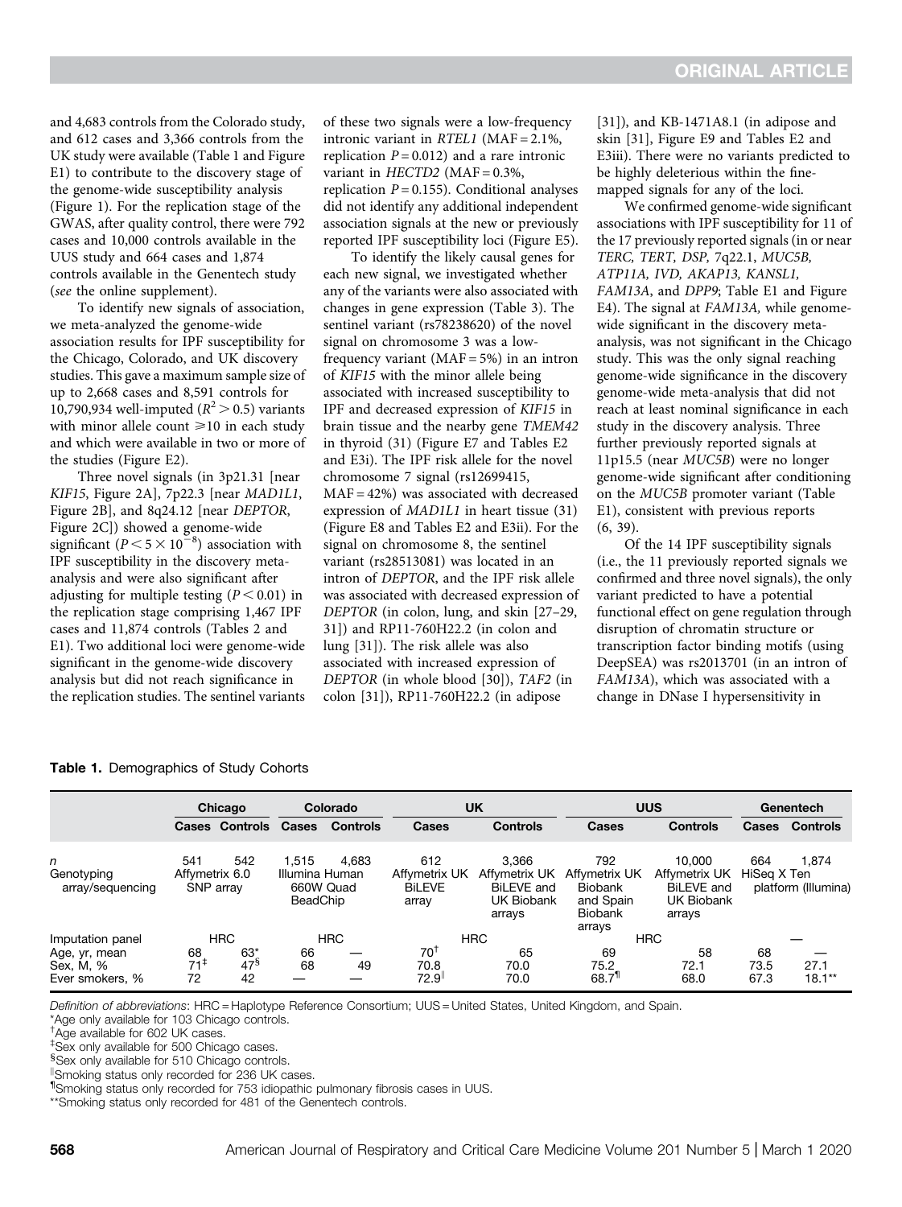and 4,683 controls from the Colorado study, and 612 cases and 3,366 controls from the UK study were available (Table 1 and Figure E1) to contribute to the discovery stage of the genome-wide susceptibility analysis (Figure 1). For the replication stage of the GWAS, after quality control, there were 792 cases and 10,000 controls available in the UUS study and 664 cases and 1,874 controls available in the Genentech study (*see* the online supplement).

To identify new signals of association, we meta-analyzed the genome-wide association results for IPF susceptibility for the Chicago, Colorado, and UK discovery studies. This gave a maximum sample size of up to 2,668 cases and 8,591 controls for 10,790,934 well-imputed ($R^2 > 0.5$) variants with minor allele count $\geqslant$10 in each study and which were available in two or more of the studies (Figure E2).

Three novel signals (in 3p21.31 [near *KIF15*, Figure 2A], 7p22.3 [near *MAD1L1*, Figure 2B], and 8q24.12 [near *DEPTOR*, Figure 2C]) showed a genome-wide significant ($P < 5 \times 10^{-8}$) association with IPF susceptibility in the discovery meta-analysis and were also significant after adjusting for multiple testing ($P < 0.01$) in the replication stage comprising 1,467 IPF cases and 11,874 controls (Tables 2 and E1). Two additional loci were genome-wide significant in the genome-wide discovery analysis but did not reach significance in the replication studies. The sentinel variants of these two signals were a low-frequency intronic variant in *RTEL1* (MAF = 2.1%, replication $P = 0.012$) and a rare intronic variant in *HECTD2* (MAF = 0.3%, replication $P = 0.155$). Conditional analyses did not identify any additional independent association signals at the new or previously reported IPF susceptibility loci (Figure E5).

To identify the likely causal genes for each new signal, we investigated whether any of the variants were also associated with changes in gene expression (Table 3). The sentinel variant (rs78238620) of the novel signal on chromosome 3 was a low-frequency variant (MAF = 5%) in an intron of *KIF15* with the minor allele being associated with increased susceptibility to IPF and decreased expression of *KIF15* in brain tissue and the nearby gene *TMEM42* in thyroid (31) (Figure E7 and Tables E2 and E3i). The IPF risk allele for the novel chromosome 7 signal (rs12699415, MAF = 42%) was associated with decreased expression of *MAD1L1* in heart tissue (31) (Figure E8 and Tables E2 and E3ii). For the signal on chromosome 8, the sentinel variant (rs28513081) was located in an intron of *DEPTOR*, and the IPF risk allele was associated with decreased expression of *DEPTOR* (in colon, lung, and skin [27–29, 31]) and RP11-760H22.2 (in colon and lung [31]). The risk allele was also associated with increased expression of *DEPTOR* (in whole blood [30]), *TAF2* (in colon [31]), RP11-760H22.2 (in adipose [31]), and KB-1471A8.1 (in adipose and skin [31], Figure E9 and Tables E2 and E3iii). There were no variants predicted to be highly deleterious within the fine-mapped signals for any of the loci.

We confirmed genome-wide significant associations with IPF susceptibility for 11 of the 17 previously reported signals (in or near *TERC, TERT, DSP,* 7q22.1, *MUC5B, ATP11A, IVD, AKAP13, KANSL1, FAM13A*, and *DPP9*; Table E1 and Figure E4). The signal at *FAM13A,* while genome-wide significant in the discovery meta-analysis, was not significant in the Chicago study. This was the only signal reaching genome-wide significance in the discovery genome-wide meta-analysis that did not reach at least nominal significance in each study in the discovery analysis. Three further previously reported signals at 11p15.5 (near *MUC5B*) were no longer genome-wide significant after conditioning on the *MUC5B* promoter variant (Table E1), consistent with previous reports (6, 39).

Of the 14 IPF susceptibility signals (i.e., the 11 previously reported signals we confirmed and three novel signals), the only variant predicted to have a potential functional effect on gene regulation through disruption of chromatin structure or transcription factor binding motifs (using DeepSEA) was rs2013701 (in an intron of *FAM13A*), which was associated with a change in DNase I hypersensitivity in

**Table 1.** Demographics of Study Cohorts

| | Chicago | | Colorado | | UK | | UUS | | Genentech | |
|---|---|---|---|---|---|---|---|---|---|---|
| | Cases | Controls | Cases | Controls | Cases | Controls | Cases | Controls | Cases | Controls |
| *n* | 541 | 542 | 1,515 | 4,683 | 612 | 3,366 | 792 | 10,000 | 664 | 1,874 |
| Genotyping array/sequencing | Affymetrix 6.0 SNP array | | Illumina Human 660W Quad BeadChip | | Affymetrix UK BiLEVE array | Affymetrix UK BiLEVE and UK Biobank arrays | Affymetrix UK Biobank and Spain Biobank arrays | Affymetrix UK BiLEVE and UK Biobank arrays | HiSeq X Ten platform (Illumina) | |
| Imputation panel | HRC | | HRC | | HRC | | HRC | | — | |
| Age, yr, mean | 68 | 63* | 66 | — | 70[†] | 65 | 69 | 58 | 68 | — |
| Sex, M, % | 71[‡] | 47[§] | 68 | 49 | 70.8 | 70.0 | 75.2 | 72.1 | 73.5 | 27.1 |
| Ever smokers, % | 72 | 42 | — | — | 72.9[‖] | 70.0 | 68.7[¶] | 68.0 | 67.3 | 18.1** |

*Definition of abbreviations*: HRC = Haplotype Reference Consortium; UUS = United States, United Kingdom, and Spain.
*Age only available for 103 Chicago controls.
[†]Age available for 602 UK cases.
[‡]Sex only available for 500 Chicago cases.
[§]Sex only available for 510 Chicago controls.
[‖]Smoking status only recorded for 236 UK cases.
[¶]Smoking status only recorded for 753 idiopathic pulmonary fibrosis cases in UUS.
**Smoking status only recorded for 481 of the Genentech controls.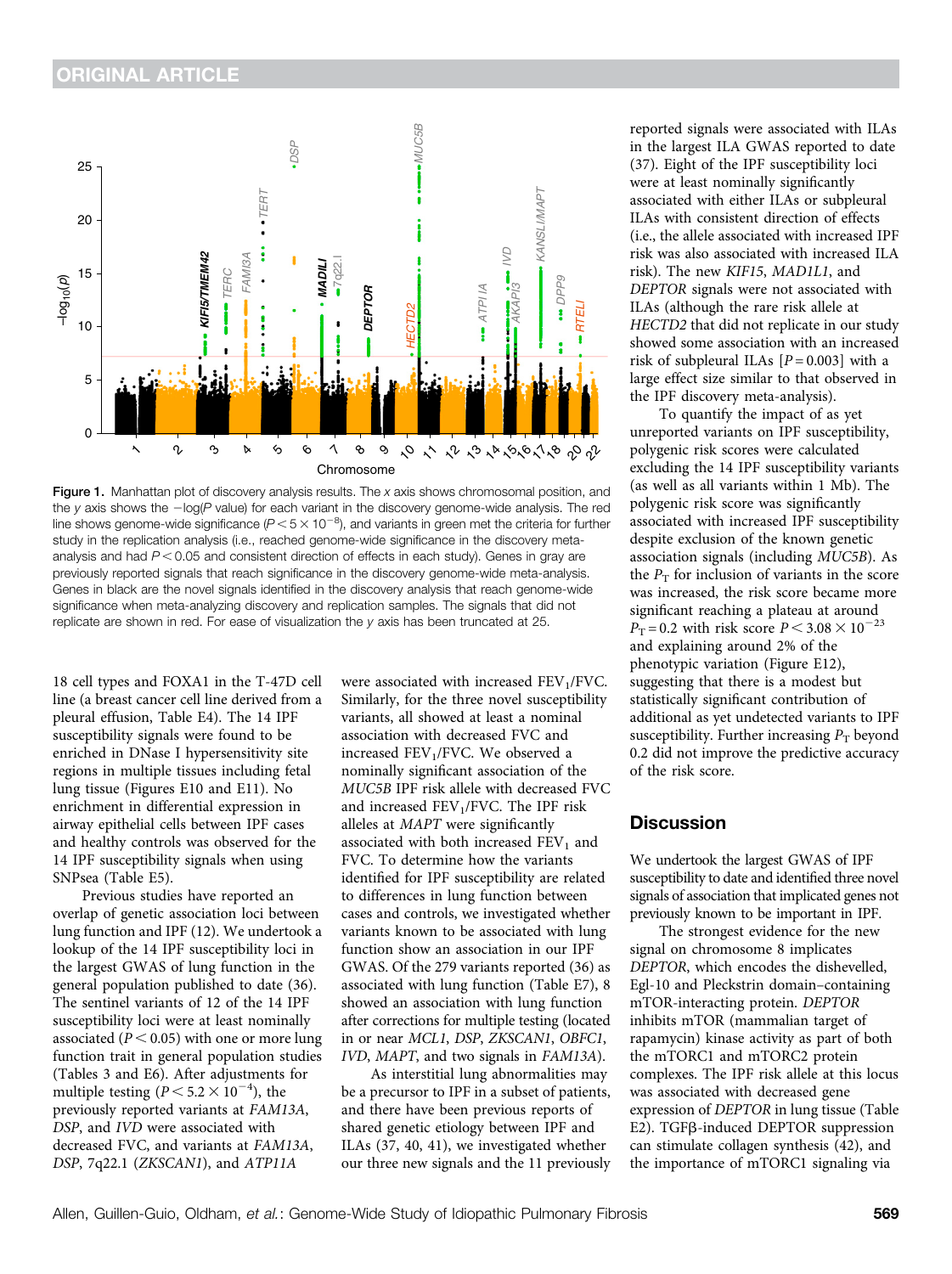Figure 1. Manhattan plot of discovery analysis results. The x axis shows chromosomal position, and the y axis shows the $-\log(P$ value) for each variant in the discovery genome-wide analysis. The red line shows genome-wide significance ($P < 5 \times 10^{-8}$), and variants in green met the criteria for further study in the replication analysis (i.e., reached genome-wide significance in the discovery meta-analysis and had $P < 0.05$ and consistent direction of effects in each study). Genes in gray are previously reported signals that reach significance in the discovery genome-wide meta-analysis. Genes in black are the novel signals identified in the discovery analysis that reach genome-wide significance when meta-analyzing discovery and replication samples. The signals that did not replicate are shown in red. For ease of visualization the y axis has been truncated at 25.

18 cell types and FOXA1 in the T-47D cell line (a breast cancer cell line derived from a pleural effusion, Table E4). The 14 IPF susceptibility signals were found to be enriched in DNase I hypersensitivity site regions in multiple tissues including fetal lung tissue (Figures E10 and E11). No enrichment in differential expression in airway epithelial cells between IPF cases and healthy controls was observed for the 14 IPF susceptibility signals when using SNPsea (Table E5).

Previous studies have reported an overlap of genetic association loci between lung function and IPF (12). We undertook a lookup of the 14 IPF susceptibility loci in the largest GWAS of lung function in the general population published to date (36). The sentinel variants of 12 of the 14 IPF susceptibility loci were at least nominally associated ($P < 0.05$) with one or more lung function trait in general population studies (Tables 3 and E6). After adjustments for multiple testing ($P < 5.2 \times 10^{-4}$), the previously reported variants at *FAM13A*, *DSP*, and *IVD* were associated with decreased FVC, and variants at *FAM13A*, *DSP*, 7q22.1 (*ZKSCAN1*), and *ATP11A* were associated with increased $FEV_1$/FVC. Similarly, for the three novel susceptibility variants, all showed at least a nominal association with decreased FVC and increased $FEV_1$/FVC. We observed a nominally significant association of the *MUC5B* IPF risk allele with decreased FVC and increased $FEV_1$/FVC. The IPF risk alleles at *MAPT* were significantly associated with both increased $FEV_1$ and FVC. To determine how the variants identified for IPF susceptibility are related to differences in lung function between cases and controls, we investigated whether variants known to be associated with lung function show an association in our IPF GWAS. Of the 279 variants reported (36) as associated with lung function (Table E7), 8 showed an association with lung function after corrections for multiple testing (located in or near *MCL1*, *DSP*, *ZKSCAN1*, *OBFC1*, *IVD*, *MAPT*, and two signals in *FAM13A*).

As interstitial lung abnormalities may be a precursor to IPF in a subset of patients, and there have been previous reports of shared genetic etiology between IPF and ILAs (37, 40, 41), we investigated whether our three new signals and the 11 previously reported signals were associated with ILAs in the largest ILA GWAS reported to date (37). Eight of the IPF susceptibility loci were at least nominally significantly associated with either ILAs or subpleural ILAs with consistent direction of effects (i.e., the allele associated with increased IPF risk was also associated with increased ILA risk). The new *KIF15*, *MAD1L1*, and *DEPTOR* signals were not associated with ILAs (although the rare risk allele at *HECTD2* that did not replicate in our study showed some association with an increased risk of subpleural ILAs [$P = 0.003$] with a large effect size similar to that observed in the IPF discovery meta-analysis).

To quantify the impact of as yet unreported variants on IPF susceptibility, polygenic risk scores were calculated excluding the 14 IPF susceptibility variants (as well as all variants within 1 Mb). The polygenic risk score was significantly associated with increased IPF susceptibility despite exclusion of the known genetic association signals (including *MUC5B*). As the $P_T$ for inclusion of variants in the score was increased, the risk score became more significant reaching a plateau at around $P_T = 0.2$ with risk score $P < 3.08 \times 10^{-23}$ and explaining around 2% of the phenotypic variation (Figure E12), suggesting that there is a modest but statistically significant contribution of additional as yet undetected variants to IPF susceptibility. Further increasing $P_T$ beyond 0.2 did not improve the predictive accuracy of the risk score.

## Discussion

We undertook the largest GWAS of IPF susceptibility to date and identified three novel signals of association that implicated genes not previously known to be important in IPF.

The strongest evidence for the new signal on chromosome 8 implicates *DEPTOR*, which encodes the dishevelled, Egl-10 and Pleckstrin domain–containing mTOR-interacting protein. *DEPTOR* inhibits mTOR (mammalian target of rapamycin) kinase activity as part of both the mTORC1 and mTORC2 protein complexes. The IPF risk allele at this locus was associated with decreased gene expression of *DEPTOR* in lung tissue (Table E2). TGFβ-induced DEPTOR suppression can stimulate collagen synthesis (42), and the importance of mTORC1 signaling via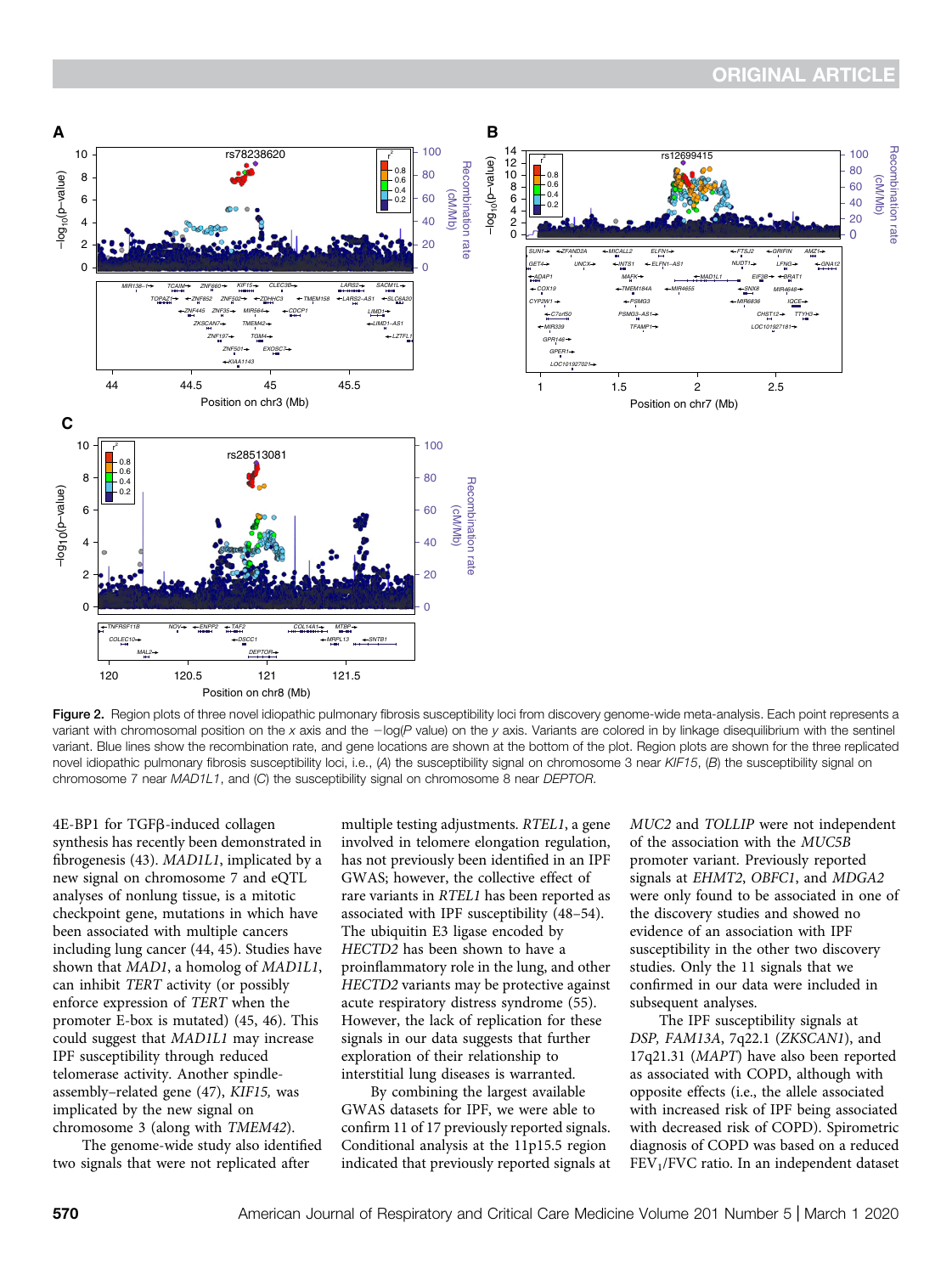**Figure 2.** Region plots of three novel idiopathic pulmonary fibrosis susceptibility loci from discovery genome-wide meta-analysis. Each point represents a variant with chromosomal position on the *x* axis and the $-\log(P$ value) on the *y* axis. Variants are colored in by linkage disequilibrium with the sentinel variant. Blue lines show the recombination rate, and gene locations are shown at the bottom of the plot. Region plots are shown for the three replicated novel idiopathic pulmonary fibrosis susceptibility loci, i.e., (*A*) the susceptibility signal on chromosome 3 near *KIF15*, (*B*) the susceptibility signal on chromosome 7 near *MAD1L1*, and (*C*) the susceptibility signal on chromosome 8 near *DEPTOR*.

4E-BP1 for TGFβ-induced collagen synthesis has recently been demonstrated in fibrogenesis (43). *MAD1L1*, implicated by a new signal on chromosome 7 and eQTL analyses of nonlung tissue, is a mitotic checkpoint gene, mutations in which have been associated with multiple cancers including lung cancer (44, 45). Studies have shown that *MAD1*, a homolog of *MAD1L1*, can inhibit *TERT* activity (or possibly enforce expression of *TERT* when the promoter E-box is mutated) (45, 46). This could suggest that *MAD1L1* may increase IPF susceptibility through reduced telomerase activity. Another spindle-assembly–related gene (47), *KIF15,* was implicated by the new signal on chromosome 3 (along with *TMEM42*).

The genome-wide study also identified two signals that were not replicated after multiple testing adjustments. *RTEL1*, a gene involved in telomere elongation regulation, has not previously been identified in an IPF GWAS; however, the collective effect of rare variants in *RTEL1* has been reported as associated with IPF susceptibility (48–54). The ubiquitin E3 ligase encoded by *HECTD2* has been shown to have a proinflammatory role in the lung, and other *HECTD2* variants may be protective against acute respiratory distress syndrome (55). However, the lack of replication for these signals in our data suggests that further exploration of their relationship to interstitial lung diseases is warranted.

By combining the largest available GWAS datasets for IPF, we were able to confirm 11 of 17 previously reported signals. Conditional analysis at the 11p15.5 region indicated that previously reported signals at *MUC2* and *TOLLIP* were not independent of the association with the *MUC5B* promoter variant. Previously reported signals at *EHMT2*, *OBFC1*, and *MDGA2* were only found to be associated in one of the discovery studies and showed no evidence of an association with IPF susceptibility in the other two discovery studies. Only the 11 signals that we confirmed in our data were included in subsequent analyses.

The IPF susceptibility signals at *DSP, FAM13A*, 7q22.1 (*ZKSCAN1*), and 17q21.31 (*MAPT*) have also been reported as associated with COPD, although with opposite effects (i.e., the allele associated with increased risk of IPF being associated with decreased risk of COPD). Spirometric diagnosis of COPD was based on a reduced $FEV_1$/FVC ratio. In an independent dataset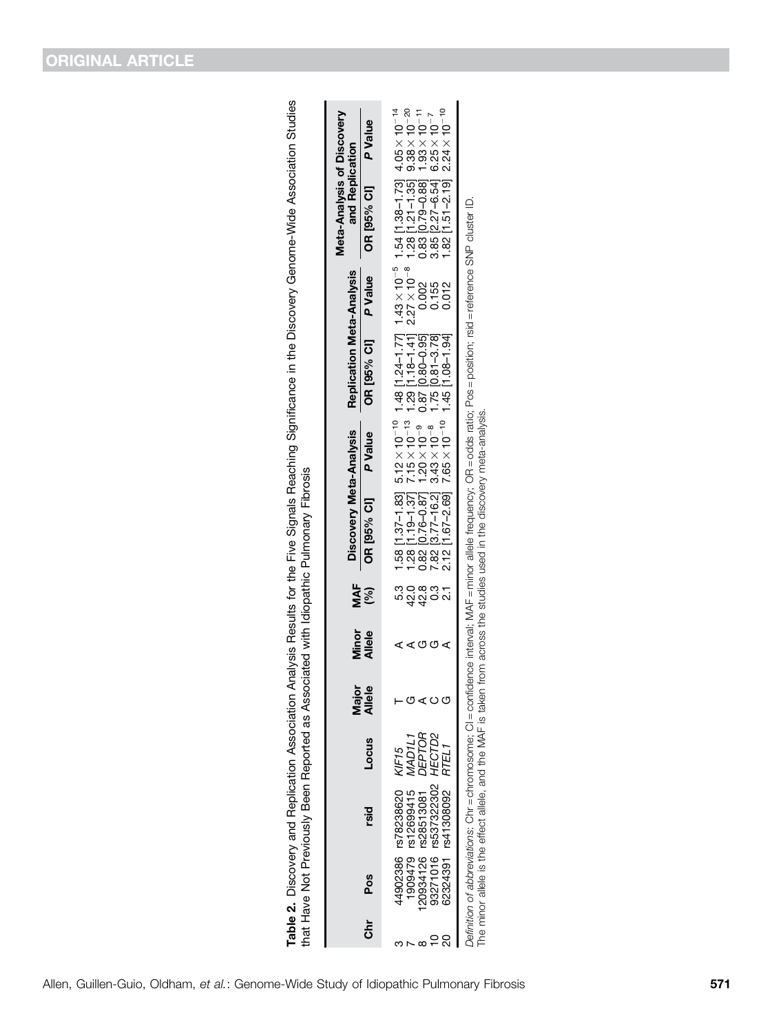**Table 2.** Discovery and Replication Association Analysis Results for the Five Signals Reaching Significance in the Discovery Genome-Wide Association Studies that Have Not Previously Been Reported as Associated with Idiopathic Pulmonary Fibrosis

| Chr | Pos | rsid | Locus | Major Allele | Minor Allele | MAF (%) | Discovery Meta-Analysis | | Replication Meta-Analysis | | Meta-Analysis of Discovery and Replication | |
|---|---|---|---|---|---|---|---|---|---|---|---|---|
| | | | | | | | OR [95% CI] | P Value | OR [95% CI] | P Value | OR [95% CI] | P Value |
| 3 | 44902386 | rs78238620 | *KIF15* | T | A | 5.3 | 1.58 [1.37–1.83] | $5.12 \times 10^{-10}$ | 1.48 [1.24–1.77] | $1.43 \times 10^{-5}$ | 1.54 [1.38–1.73] | $4.05 \times 10^{-14}$ |
| 7 | 1909479 | rs12699415 | *MAD1L1* | G | A | 42.0 | 1.28 [1.19–1.37] | $7.15 \times 10^{-13}$ | 1.29 [1.18–1.41] | $2.27 \times 10^{-8}$ | 1.28 [1.21–1.35] | $9.38 \times 10^{-20}$ |
| 8 | 120934126 | rs28513081 | *DEPTOR* | A | G | 42.8 | 0.82 [0.76–0.87] | $1.20 \times 10^{-9}$ | 0.87 [0.80–0.95] | 0.002 | 0.83 [0.79–0.88] | $1.93 \times 10^{-11}$ |
| 10 | 93271016 | rs537322302 | *HECTD2* | C | G | 0.3 | 7.82 [3.77–16.2] | $3.43 \times 10^{-8}$ | 1.75 [0.81–3.78] | 0.155 | 3.85 [2.27–6.54] | $6.25 \times 10^{-7}$ |
| 20 | 62324391 | rs41308092 | *RTEL1* | G | A | 2.1 | 2.12 [1.67–2.69] | $7.65 \times 10^{-10}$ | 1.45 [1.08–1.94] | 0.012 | 1.82 [1.51–2.19] | $2.24 \times 10^{-10}$ |

*Definition of abbreviations*: Chr = chromosome; CI = confidence interval; MAF = minor allele frequency; OR = odds ratio; Pos = position; rsid = reference SNP cluster ID.
The minor allele is the effect allele, and the MAF is taken from across the studies used in the discovery meta-analysis.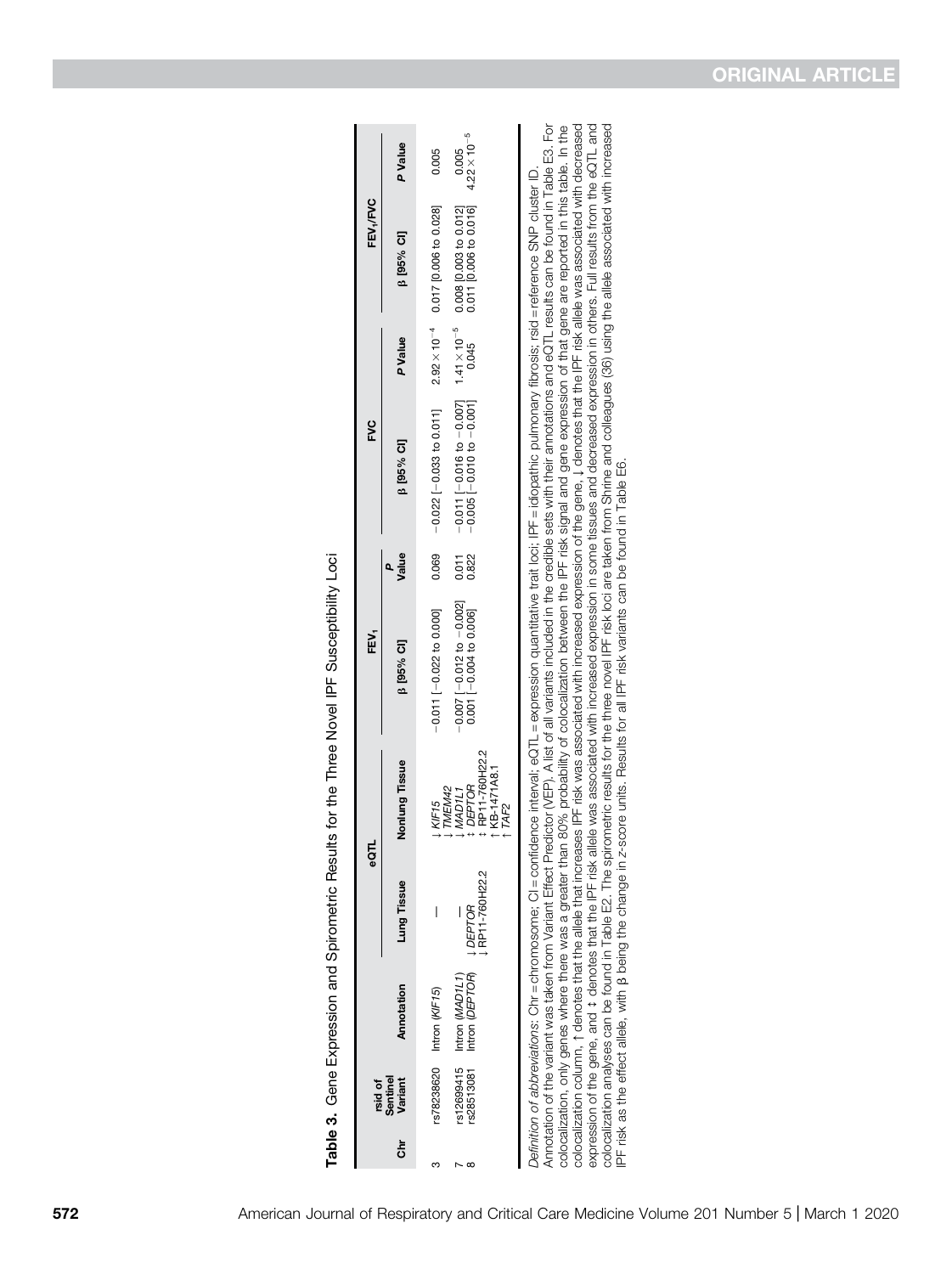**Table 3.** Gene Expression and Spirometric Results for the Three Novel IPF Susceptibility Loci

| Chr | rsid of Sentinel Variant | Annotation | eQTL | | FEV$_1$ | | FVC | | FEV$_1$/FVC | |
|---|---|---|---|---|---|---|---|---|---|---|
| | | | Lung Tissue | Nonlung Tissue | β [95% CI] | *P* Value | β [95% CI] | *P* Value | β [95% CI] | *P* Value |
| 3 | rs78238620 | Intron (*KIF15*) | — | ↓ *KIF15* ↓ *TMEM42* | −0.011 [−0.022 to 0.000] | 0.069 | −0.022 [−0.033 to 0.011] | $2.92 \times 10^{-4}$ | 0.017 [0.006 to 0.028] | 0.005 |
| 7 | rs12699415 | Intron (*MAD1L1*) | — | ↓ *MAD1L1* | −0.007 [−0.012 to −0.002] | 0.011 | −0.011 [−0.016 to −0.007] | $1.41 \times 10^{-5}$ | 0.008 [0.003 to 0.012] | 0.005 |
| 8 | rs28513081 | Intron (*DEPTOR*) | ↓ *DEPTOR* ↓ RP11-760H22.2 | ‡ *DEPTOR* ‡ RP11-760H22.2 ↑ KB-1471A8.1 ↑ *TAF2* | 0.001 [−0.004 to 0.006] | 0.822 | −0.005 [−0.010 to −0.001] | 0.045 | 0.011 [0.006 to 0.016] | $4.22 \times 10^{-5}$ |

*Definition of abbreviations*: Chr = chromosome; CI = confidence interval; eQTL = expression quantitative trait loci; IPF = idiopathic pulmonary fibrosis; rsid = reference SNP cluster ID.
Annotation of the variant was taken from Variant Effect Predictor (VEP). A list of all variants included in the credible sets with their annotations and eQTL results can be found in Table E3. For colocalization, only genes where there was a greater than 80% probability of colocalization between the IPF risk signal and gene expression of that gene are reported in this table. In the colocalization column, ↑ denotes that the allele that increases IPF risk was associated with increased expression of the gene, ↓ denotes that the IPF risk allele was associated with decreased expression of the gene, and ‡ denotes that the IPF risk allele was associated with increased expression in some tissues and decreased expression in others. Full results from the eQTL and colocalization analyses can be found in Table E2. The spirometric results for the three novel IPF risk loci are taken from Shrine and colleagues (36) using the allele associated with increased IPF risk as the effect allele, with β being the change in z-score units. Results for all IPF risk variants can be found in Table E6.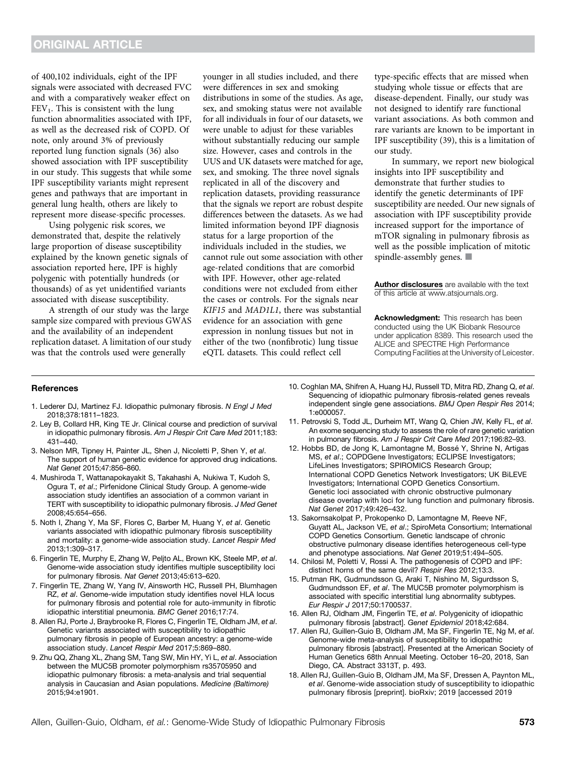of 400,102 individuals, eight of the IPF signals were associated with decreased FVC and with a comparatively weaker effect on $FEV_1$. This is consistent with the lung function abnormalities associated with IPF, as well as the decreased risk of COPD. Of note, only around 3% of previously reported lung function signals (36) also showed association with IPF susceptibility in our study. This suggests that while some IPF susceptibility variants might represent genes and pathways that are important in general lung health, others are likely to represent more disease-specific processes.

Using polygenic risk scores, we demonstrated that, despite the relatively large proportion of disease susceptibility explained by the known genetic signals of association reported here, IPF is highly polygenic with potentially hundreds (or thousands) of as yet unidentified variants associated with disease susceptibility.

A strength of our study was the large sample size compared with previous GWAS and the availability of an independent replication dataset. A limitation of our study was that the controls used were generally younger in all studies included, and there were differences in sex and smoking distributions in some of the studies. As age, sex, and smoking status were not available for all individuals in four of our datasets, we were unable to adjust for these variables without substantially reducing our sample size. However, cases and controls in the UUS and UK datasets were matched for age, sex, and smoking. The three novel signals replicated in all of the discovery and replication datasets, providing reassurance that the signals we report are robust despite differences between the datasets. As we had limited information beyond IPF diagnosis status for a large proportion of the individuals included in the studies, we cannot rule out some association with other age-related conditions that are comorbid with IPF. However, other age-related conditions were not excluded from either the cases or controls. For the signals near *KIF15* and *MAD1L1*, there was substantial evidence for an association with gene expression in nonlung tissues but not in either of the two (nonfibrotic) lung tissue eQTL datasets. This could reflect cell type-specific effects that are missed when studying whole tissue or effects that are disease-dependent. Finally, our study was not designed to identify rare functional variant associations. As both common and rare variants are known to be important in IPF susceptibility (39), this is a limitation of our study.

In summary, we report new biological insights into IPF susceptibility and demonstrate that further studies to identify the genetic determinants of IPF susceptibility are needed. Our new signals of association with IPF susceptibility provide increased support for the importance of mTOR signaling in pulmonary fibrosis as well as the possible implication of mitotic spindle-assembly genes. ■

**Author disclosures** are available with the text of this article at www.atsjournals.org.

**Acknowledgment:** This research has been conducted using the UK Biobank Resource under application 8389. This research used the ALICE and SPECTRE High Performance Computing Facilities at the University of Leicester.

## References

1. Lederer DJ, Martinez FJ. Idiopathic pulmonary fibrosis. *N Engl J Med* 2018;378:1811–1823.
2. Ley B, Collard HR, King TE Jr. Clinical course and prediction of survival in idiopathic pulmonary fibrosis. *Am J Respir Crit Care Med* 2011;183: 431–440.
3. Nelson MR, Tipney H, Painter JL, Shen J, Nicoletti P, Shen Y, *et al*. The support of human genetic evidence for approved drug indications. *Nat Genet* 2015;47:856–860.
4. Mushiroda T, Wattanapokayakit S, Takahashi A, Nukiwa T, Kudoh S, Ogura T, *et al*.; Pirfenidone Clinical Study Group. A genome-wide association study identifies an association of a common variant in TERT with susceptibility to idiopathic pulmonary fibrosis. *J Med Genet* 2008;45:654–656.
5. Noth I, Zhang Y, Ma SF, Flores C, Barber M, Huang Y, *et al*. Genetic variants associated with idiopathic pulmonary fibrosis susceptibility and mortality: a genome-wide association study. *Lancet Respir Med* 2013;1:309–317.
6. Fingerlin TE, Murphy E, Zhang W, Peljto AL, Brown KK, Steele MP, *et al*. Genome-wide association study identifies multiple susceptibility loci for pulmonary fibrosis. *Nat Genet* 2013;45:613–620.
7. Fingerlin TE, Zhang W, Yang IV, Ainsworth HC, Russell PH, Blumhagen RZ, *et al*. Genome-wide imputation study identifies novel HLA locus for pulmonary fibrosis and potential role for auto-immunity in fibrotic idiopathic interstitial pneumonia. *BMC Genet* 2016;17:74.
8. Allen RJ, Porte J, Braybrooke R, Flores C, Fingerlin TE, Oldham JM, *et al*. Genetic variants associated with susceptibility to idiopathic pulmonary fibrosis in people of European ancestry: a genome-wide association study. *Lancet Respir Med* 2017;5:869–880.
9. Zhu QQ, Zhang XL, Zhang SM, Tang SW, Min HY, Yi L, *et al*. Association between the MUC5B promoter polymorphism rs35705950 and idiopathic pulmonary fibrosis: a meta-analysis and trial sequential analysis in Caucasian and Asian populations. *Medicine (Baltimore)* 2015;94:e1901.
10. Coghlan MA, Shifren A, Huang HJ, Russell TD, Mitra RD, Zhang Q, *et al*. Sequencing of idiopathic pulmonary fibrosis-related genes reveals independent single gene associations. *BMJ Open Respir Res* 2014; 1:e000057.
11. Petrovski S, Todd JL, Durheim MT, Wang Q, Chien JW, Kelly FL, *et al*. An exome sequencing study to assess the role of rare genetic variation in pulmonary fibrosis. *Am J Respir Crit Care Med* 2017;196:82–93.
12. Hobbs BD, de Jong K, Lamontagne M, Bossé Y, Shrine N, Artigas MS, *et al*.; COPDGene Investigators; ECLIPSE Investigators; LifeLines Investigators; SPIROMICS Research Group; International COPD Genetics Network Investigators; UK BiLEVE Investigators; International COPD Genetics Consortium. Genetic loci associated with chronic obstructive pulmonary disease overlap with loci for lung function and pulmonary fibrosis. *Nat Genet* 2017;49:426–432.
13. Sakornsakolpat P, Prokopenko D, Lamontagne M, Reeve NF, Guyatt AL, Jackson VE, *et al*.; SpiroMeta Consortium; International COPD Genetics Consortium. Genetic landscape of chronic obstructive pulmonary disease identifies heterogeneous cell-type and phenotype associations. *Nat Genet* 2019;51:494–505.
14. Chilosi M, Poletti V, Rossi A. The pathogenesis of COPD and IPF: distinct horns of the same devil? *Respir Res* 2012;13:3.
15. Putman RK, Gudmundsson G, Araki T, Nishino M, Sigurdsson S, Gudmundsson EF, *et al*. The MUC5B promoter polymorphism is associated with specific interstitial lung abnormality subtypes. *Eur Respir J* 2017;50:1700537.
16. Allen RJ, Oldham JM, Fingerlin TE, *et al*. Polygenicity of idiopathic pulmonary fibrosis [abstract]. *Genet Epidemiol* 2018;42:684.
17. Allen RJ, Guillen-Guio B, Oldham JM, Ma SF, Fingerlin TE, Ng M, *et al*. Genome-wide meta-analysis of susceptibility to idiopathic pulmonary fibrosis [abstract]. Presented at the American Society of Human Genetics 68th Annual Meeting. October 16–20, 2018, San Diego, CA. Abstract 3313T, p. 493.
18. Allen RJ, Guillen-Guio B, Oldham JM, Ma SF, Dressen A, Paynton ML, *et al*. Genome-wide association study of susceptibility to idiopathic pulmonary fibrosis [preprint]. bioRxiv; 2019 [accessed 2019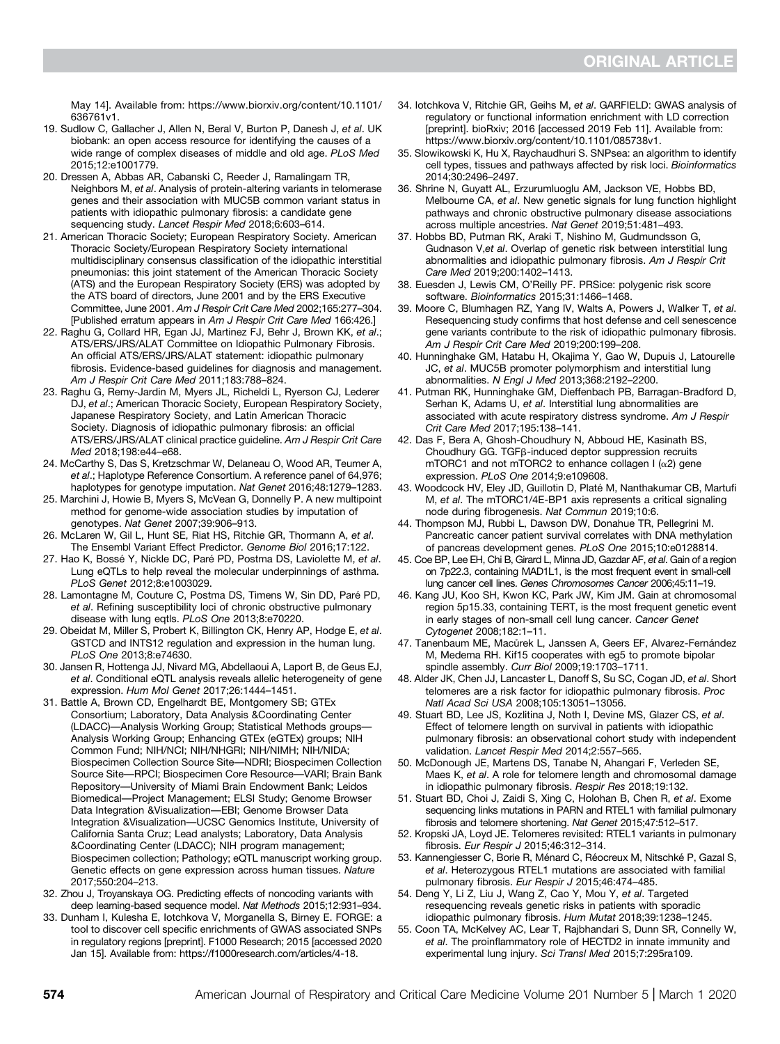May 14]. Available from: https://www.biorxiv.org/content/10.1101/636761v1.

19. Sudlow C, Gallacher J, Allen N, Beral V, Burton P, Danesh J, *et al*. UK biobank: an open access resource for identifying the causes of a wide range of complex diseases of middle and old age. *PLoS Med* 2015;12:e1001779.
20. Dressen A, Abbas AR, Cabanski C, Reeder J, Ramalingam TR, Neighbors M, *et al*. Analysis of protein-altering variants in telomerase genes and their association with MUC5B common variant status in patients with idiopathic pulmonary fibrosis: a candidate gene sequencing study. *Lancet Respir Med* 2018;6:603–614.
21. American Thoracic Society; European Respiratory Society. American Thoracic Society/European Respiratory Society international multidisciplinary consensus classification of the idiopathic interstitial pneumonias: this joint statement of the American Thoracic Society (ATS) and the European Respiratory Society (ERS) was adopted by the ATS board of directors, June 2001 and by the ERS Executive Committee, June 2001. *Am J Respir Crit Care Med* 2002;165:277–304. [Published erratum appears in *Am J Respir Crit Care Med* 166:426.]
22. Raghu G, Collard HR, Egan JJ, Martinez FJ, Behr J, Brown KK, *et al*.; ATS/ERS/JRS/ALAT Committee on Idiopathic Pulmonary Fibrosis. An official ATS/ERS/JRS/ALAT statement: idiopathic pulmonary fibrosis. Evidence-based guidelines for diagnosis and management. *Am J Respir Crit Care Med* 2011;183:788–824.
23. Raghu G, Remy-Jardin M, Myers JL, Richeldi L, Ryerson CJ, Lederer DJ, *et al*.; American Thoracic Society, European Respiratory Society, Japanese Respiratory Society, and Latin American Thoracic Society. Diagnosis of idiopathic pulmonary fibrosis: an official ATS/ERS/JRS/ALAT clinical practice guideline. *Am J Respir Crit Care Med* 2018;198:e44–e68.
24. McCarthy S, Das S, Kretzschmar W, Delaneau O, Wood AR, Teumer A, *et al*.; Haplotype Reference Consortium. A reference panel of 64,976; haplotypes for genotype imputation. *Nat Genet* 2016;48:1279–1283.
25. Marchini J, Howie B, Myers S, McVean G, Donnelly P. A new multipoint method for genome-wide association studies by imputation of genotypes. *Nat Genet* 2007;39:906–913.
26. McLaren W, Gil L, Hunt SE, Riat HS, Ritchie GR, Thormann A, *et al*. The Ensembl Variant Effect Predictor. *Genome Biol* 2016;17:122.
27. Hao K, Bossé Y, Nickle DC, Paré PD, Postma DS, Laviolette M, *et al*. Lung eQTLs to help reveal the molecular underpinnings of asthma. *PLoS Genet* 2012;8:e1003029.
28. Lamontagne M, Couture C, Postma DS, Timens W, Sin DD, Paré PD, *et al*. Refining susceptibility loci of chronic obstructive pulmonary disease with lung eqtls. *PLoS One* 2013;8:e70220.
29. Obeidat M, Miller S, Probert K, Billington CK, Henry AP, Hodge E, *et al*. GSTCD and INTS12 regulation and expression in the human lung. *PLoS One* 2013;8:e74630.
30. Jansen R, Hottenga JJ, Nivard MG, Abdellaoui A, Laport B, de Geus EJ, *et al*. Conditional eQTL analysis reveals allelic heterogeneity of gene expression. *Hum Mol Genet* 2017;26:1444–1451.
31. Battle A, Brown CD, Engelhardt BE, Montgomery SB; GTEx Consortium; Laboratory, Data Analysis &Coordinating Center (LDACC)—Analysis Working Group; Statistical Methods groups—Analysis Working Group; Enhancing GTEx (eGTEx) groups; NIH Common Fund; NIH/NCI; NIH/NHGRI; NIH/NIMH; NIH/NIDA; Biospecimen Collection Source Site—NDRI; Biospecimen Collection Source Site—RPCI; Biospecimen Core Resource—VARI; Brain Bank Repository—University of Miami Brain Endowment Bank; Leidos Biomedical—Project Management; ELSI Study; Genome Browser Data Integration &Visualization—EBI; Genome Browser Data Integration &Visualization—UCSC Genomics Institute, University of California Santa Cruz; Lead analysts; Laboratory, Data Analysis &Coordinating Center (LDACC); NIH program management; Biospecimen collection; Pathology; eQTL manuscript working group. Genetic effects on gene expression across human tissues. *Nature* 2017;550:204–213.
32. Zhou J, Troyanskaya OG. Predicting effects of noncoding variants with deep learning-based sequence model. *Nat Methods* 2015;12:931–934.
33. Dunham I, Kulesha E, Iotchkova V, Morganella S, Birney E. FORGE: a tool to discover cell specific enrichments of GWAS associated SNPs in regulatory regions [preprint]. F1000 Research; 2015 [accessed 2020 Jan 15]. Available from: https://f1000research.com/articles/4-18.
34. Iotchkova V, Ritchie GR, Geihs M, *et al*. GARFIELD: GWAS analysis of regulatory or functional information enrichment with LD correction [preprint]. bioRxiv; 2016 [accessed 2019 Feb 11]. Available from: https://www.biorxiv.org/content/10.1101/085738v1.
35. Slowikowski K, Hu X, Raychaudhuri S. SNPsea: an algorithm to identify cell types, tissues and pathways affected by risk loci. *Bioinformatics* 2014;30:2496–2497.
36. Shrine N, Guyatt AL, Erzurumluoglu AM, Jackson VE, Hobbs BD, Melbourne CA, *et al*. New genetic signals for lung function highlight pathways and chronic obstructive pulmonary disease associations across multiple ancestries. *Nat Genet* 2019;51:481–493.
37. Hobbs BD, Putman RK, Araki T, Nishino M, Gudmundsson G, Gudnason V,*et al*. Overlap of genetic risk between interstitial lung abnormalities and idiopathic pulmonary fibrosis. *Am J Respir Crit Care Med* 2019;200:1402–1413.
38. Euesden J, Lewis CM, O'Reilly PF. PRSice: polygenic risk score software. *Bioinformatics* 2015;31:1466–1468.
39. Moore C, Blumhagen RZ, Yang IV, Walts A, Powers J, Walker T, *et al*. Resequencing study confirms that host defense and cell senescence gene variants contribute to the risk of idiopathic pulmonary fibrosis. *Am J Respir Crit Care Med* 2019;200:199–208.
40. Hunninghake GM, Hatabu H, Okajima Y, Gao W, Dupuis J, Latourelle JC, *et al*. MUC5B promoter polymorphism and interstitial lung abnormalities. *N Engl J Med* 2013;368:2192–2200.
41. Putman RK, Hunninghake GM, Dieffenbach PB, Barragan-Bradford D, Serhan K, Adams U, *et al*. Interstitial lung abnormalities are associated with acute respiratory distress syndrome. *Am J Respir Crit Care Med* 2017;195:138–141.
42. Das F, Bera A, Ghosh-Choudhury N, Abboud HE, Kasinath BS, Choudhury GG. TGFβ-induced deptor suppression recruits mTORC1 and not mTORC2 to enhance collagen I (α2) gene expression. *PLoS One* 2014;9:e109608.
43. Woodcock HV, Eley JD, Guillotin D, Platé M, Nanthakumar CB, Martufi M, *et al*. The mTORC1/4E-BP1 axis represents a critical signaling node during fibrogenesis. *Nat Commun* 2019;10:6.
44. Thompson MJ, Rubbi L, Dawson DW, Donahue TR, Pellegrini M. Pancreatic cancer patient survival correlates with DNA methylation of pancreas development genes. *PLoS One* 2015;10:e0128814.
45. Coe BP, Lee EH, Chi B, Girard L, Minna JD, Gazdar AF, *et al*. Gain of a region on 7p22.3, containing MAD1L1, is the most frequent event in small-cell lung cancer cell lines. *Genes Chromosomes Cancer* 2006;45:11–19.
46. Kang JU, Koo SH, Kwon KC, Park JW, Kim JM. Gain at chromosomal region 5p15.33, containing TERT, is the most frequent genetic event in early stages of non-small cell lung cancer. *Cancer Genet Cytogenet* 2008;182:1–11.
47. Tanenbaum ME, Macůrek L, Janssen A, Geers EF, Alvarez-Fernández M, Medema RH. Kif15 cooperates with eg5 to promote bipolar spindle assembly. *Curr Biol* 2009;19:1703–1711.
48. Alder JK, Chen JJ, Lancaster L, Danoff S, Su SC, Cogan JD, *et al*. Short telomeres are a risk factor for idiopathic pulmonary fibrosis. *Proc Natl Acad Sci USA* 2008;105:13051–13056.
49. Stuart BD, Lee JS, Kozlitina J, Noth I, Devine MS, Glazer CS, *et al*. Effect of telomere length on survival in patients with idiopathic pulmonary fibrosis: an observational cohort study with independent validation. *Lancet Respir Med* 2014;2:557–565.
50. McDonough JE, Martens DS, Tanabe N, Ahangari F, Verleden SE, Maes K, *et al*. A role for telomere length and chromosomal damage in idiopathic pulmonary fibrosis. *Respir Res* 2018;19:132.
51. Stuart BD, Choi J, Zaidi S, Xing C, Holohan B, Chen R, *et al*. Exome sequencing links mutations in PARN and RTEL1 with familial pulmonary fibrosis and telomere shortening. *Nat Genet* 2015;47:512–517.
52. Kropski JA, Loyd JE. Telomeres revisited: RTEL1 variants in pulmonary fibrosis. *Eur Respir J* 2015;46:312–314.
53. Kannengiesser C, Borie R, Ménard C, Réocreux M, Nitschké P, Gazal S, *et al*. Heterozygous RTEL1 mutations are associated with familial pulmonary fibrosis. *Eur Respir J* 2015;46:474–485.
54. Deng Y, Li Z, Liu J, Wang Z, Cao Y, Mou Y, *et al*. Targeted resequencing reveals genetic risks in patients with sporadic idiopathic pulmonary fibrosis. *Hum Mutat* 2018;39:1238–1245.
55. Coon TA, McKelvey AC, Lear T, Rajbhandari S, Dunn SR, Connelly W, *et al*. The proinflammatory role of HECTD2 in innate immunity and experimental lung injury. *Sci Transl Med* 2015;7:295ra109.